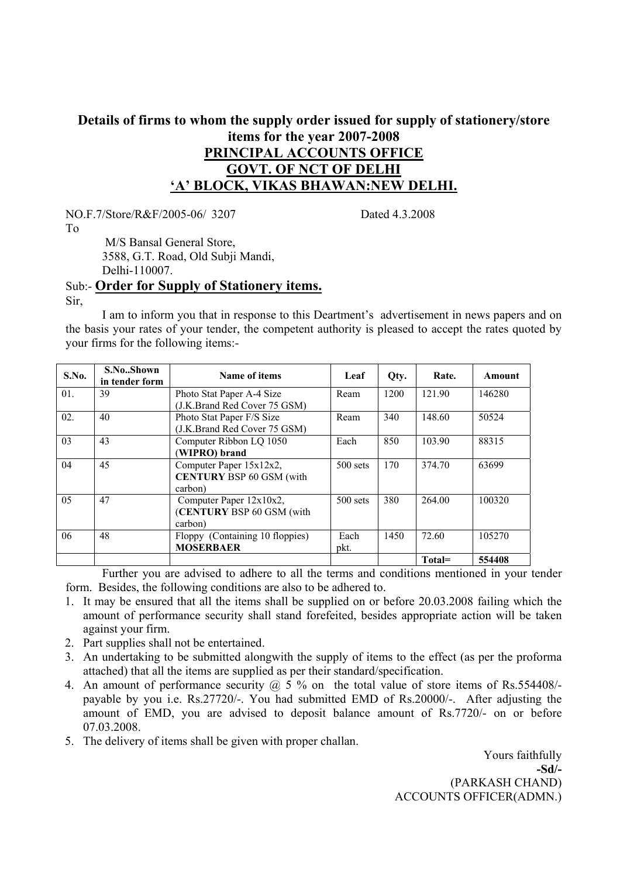# Details of firms to whom the supply order issued for supply of stationery/store items for the year 2007-2008

## PRINCIPAL ACCOUNTS OFFICE
## GOVT. OF NCT OF DELHI
## 'A' BLOCK, VIKAS BHAWAN:NEW DELHI.

NO.F.7/Store/R&F/2005-06/ 3207 Dated 4.3.2008

To

M/S Bansal General Store,
3588, G.T. Road, Old Subji Mandi,
Delhi-110007.

Sub:- **Order for Supply of Stationery items.**

Sir,

I am to inform you that in response to this Deartment's advertisement in news papers and on the basis your rates of your tender, the competent authority is pleased to accept the rates quoted by your firms for the following items:-

| S.No. | S.No..Shown in tender form | Name of items | Leaf | Qty. | Rate. | Amount |
|---|---|---|---|---|---|---|
| 01. | 39 | Photo Stat Paper A-4 Size (J.K.Brand Red Cover 75 GSM) | Ream | 1200 | 121.90 | 146280 |
| 02. | 40 | Photo Stat Paper F/S Size (J.K.Brand Red Cover 75 GSM) | Ream | 340 | 148.60 | 50524 |
| 03 | 43 | Computer Ribbon LQ 1050 (**WIPRO) brand** | Each | 850 | 103.90 | 88315 |
| 04 | 45 | Computer Paper 15x12x2, **CENTURY** BSP 60 GSM (with carbon) | 500 sets | 170 | 374.70 | 63699 |
| 05 | 47 | Computer Paper 12x10x2, (**CENTURY** BSP 60 GSM (with carbon) | 500 sets | 380 | 264.00 | 100320 |
| 06 | 48 | Floppy (Containing 10 floppies) **MOSERBAER** | Each pkt. | 1450 | 72.60 | 105270 |
| | | | | | **Total=** | **554408** |

Further you are advised to adhere to all the terms and conditions mentioned in your tender form. Besides, the following conditions are also to be adhered to.

1. It may be ensured that all the items shall be supplied on or before 20.03.2008 failing which the amount of performance security shall stand forefeited, besides appropriate action will be taken against your firm.
2. Part supplies shall not be entertained.
3. An undertaking to be submitted alongwith the supply of items to the effect (as per the proforma attached) that all the items are supplied as per their standard/specification.
4. An amount of performance security @ 5 % on the total value of store items of Rs.554408/- payable by you i.e. Rs.27720/-. You had submitted EMD of Rs.20000/-. After adjusting the amount of EMD, you are advised to deposit balance amount of Rs.7720/- on or before 07.03.2008.
5. The delivery of items shall be given with proper challan.

Yours faithfully

**-Sd/-**

(PARKASH CHAND)

ACCOUNTS OFFICER(ADMN.)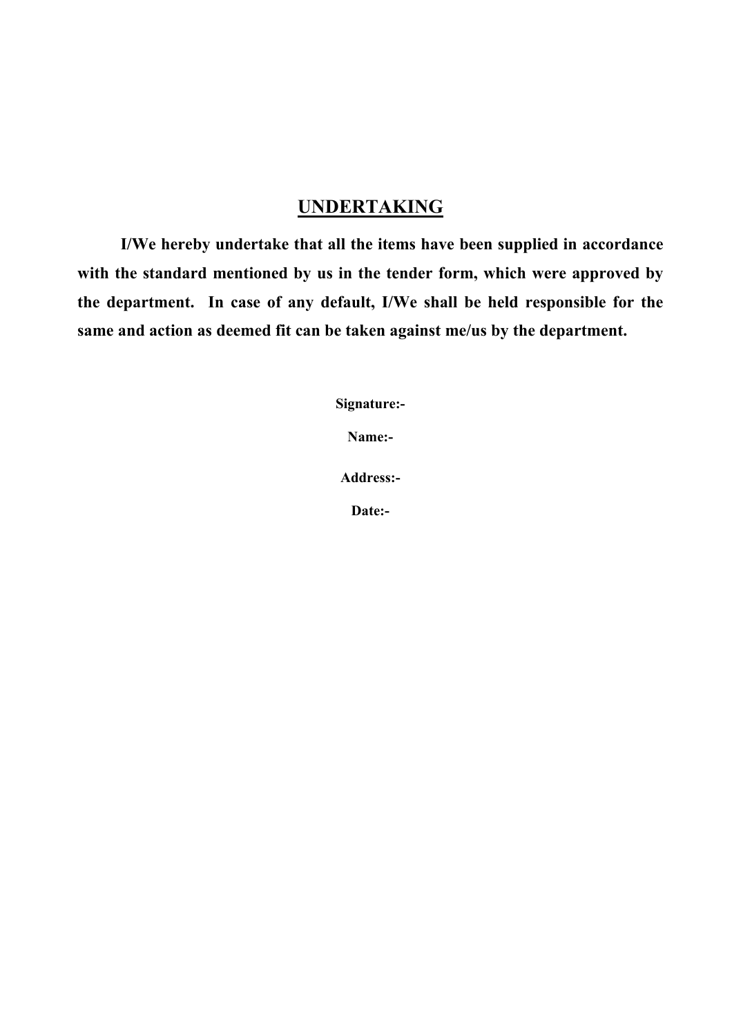# UNDERTAKING

**I/We hereby undertake that all the items have been supplied in accordance with the standard mentioned by us in the tender form, which were approved by the department. In case of any default, I/We shall be held responsible for the same and action as deemed fit can be taken against me/us by the department.**

**Signature:-**

**Name:-**

**Address:-**

**Date:-**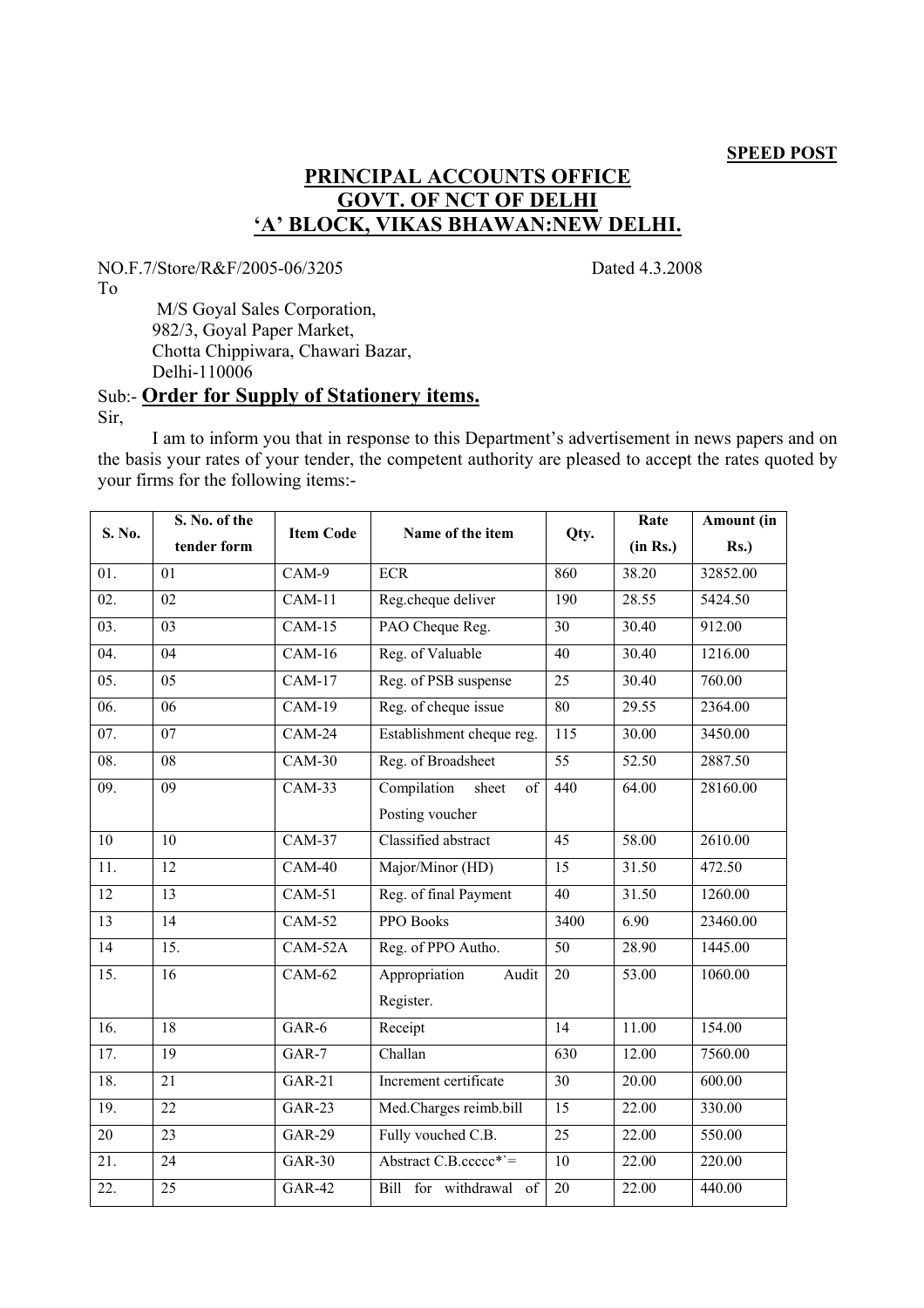**SPEED POST**

# PRINCIPAL ACCOUNTS OFFICE
# GOVT. OF NCT OF DELHI
# 'A' BLOCK, VIKAS BHAWAN:NEW DELHI.

NO.F.7/Store/R&F/2005-06/3205 Dated 4.3.2008

To

M/S Goyal Sales Corporation,
982/3, Goyal Paper Market,
Chotta Chippiwara, Chawari Bazar,
Delhi-110006

Sub:- **Order for Supply of Stationery items.**

Sir,

I am to inform you that in response to this Department's advertisement in news papers and on the basis your rates of your tender, the competent authority are pleased to accept the rates quoted by your firms for the following items:-

| S. No. | S. No. of the tender form | Item Code | Name of the item | Qty. | Rate (in Rs.) | Amount (in Rs.) |
|---|---|---|---|---|---|---|
| 01. | 01 | CAM-9 | ECR | 860 | 38.20 | 32852.00 |
| 02. | 02 | CAM-11 | Reg.cheque deliver | 190 | 28.55 | 5424.50 |
| 03. | 03 | CAM-15 | PAO Cheque Reg. | 30 | 30.40 | 912.00 |
| 04. | 04 | CAM-16 | Reg. of Valuable | 40 | 30.40 | 1216.00 |
| 05. | 05 | CAM-17 | Reg. of PSB suspense | 25 | 30.40 | 760.00 |
| 06. | 06 | CAM-19 | Reg. of cheque issue | 80 | 29.55 | 2364.00 |
| 07. | 07 | CAM-24 | Establishment cheque reg. | 115 | 30.00 | 3450.00 |
| 08. | 08 | CAM-30 | Reg. of Broadsheet | 55 | 52.50 | 2887.50 |
| 09. | 09 | CAM-33 | Compilation sheet of Posting voucher | 440 | 64.00 | 28160.00 |
| 10 | 10 | CAM-37 | Classified abstract | 45 | 58.00 | 2610.00 |
| 11. | 12 | CAM-40 | Major/Minor (HD) | 15 | 31.50 | 472.50 |
| 12 | 13 | CAM-51 | Reg. of final Payment | 40 | 31.50 | 1260.00 |
| 13 | 14 | CAM-52 | PPO Books | 3400 | 6.90 | 23460.00 |
| 14 | 15. | CAM-52A | Reg. of PPO Autho. | 50 | 28.90 | 1445.00 |
| 15. | 16 | CAM-62 | Appropriation Audit Register. | 20 | 53.00 | 1060.00 |
| 16. | 18 | GAR-6 | Receipt | 14 | 11.00 | 154.00 |
| 17. | 19 | GAR-7 | Challan | 630 | 12.00 | 7560.00 |
| 18. | 21 | GAR-21 | Increment certificate | 30 | 20.00 | 600.00 |
| 19. | 22 | GAR-23 | Med.Charges reimb.bill | 15 | 22.00 | 330.00 |
| 20 | 23 | GAR-29 | Fully vouched C.B. | 25 | 22.00 | 550.00 |
| 21. | 24 | GAR-30 | Abstract C.B.ccccc*`= | 10 | 22.00 | 220.00 |
| 22. | 25 | GAR-42 | Bill for withdrawal of | 20 | 22.00 | 440.00 |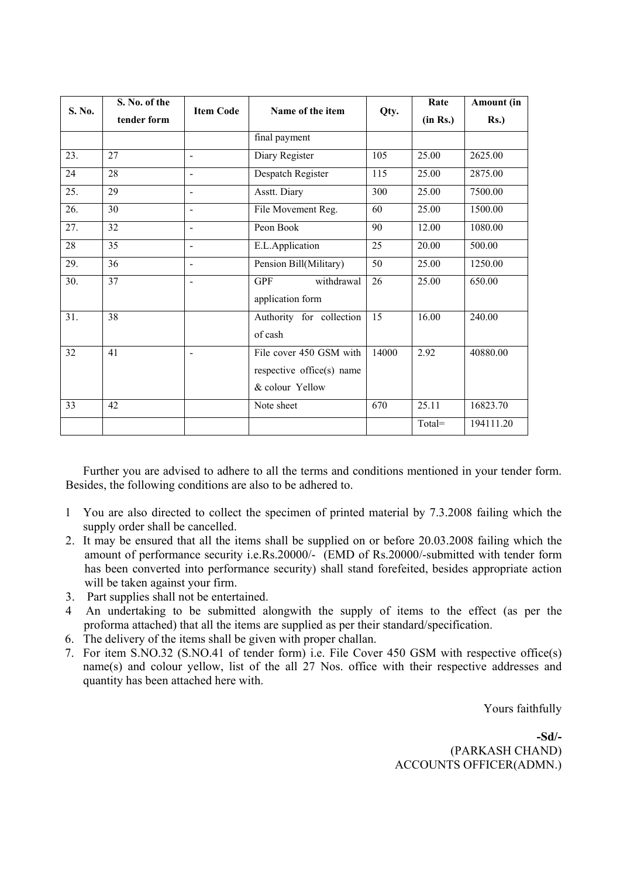| S. No. | S. No. of the tender form | Item Code | Name of the item | Qty. | Rate (in Rs.) | Amount (in Rs.) |
|---|---|---|---|---|---|---|
| | | | final payment | | | |
| 23. | 27 | - | Diary Register | 105 | 25.00 | 2625.00 |
| 24 | 28 | - | Despatch Register | 115 | 25.00 | 2875.00 |
| 25. | 29 | - | Asstt. Diary | 300 | 25.00 | 7500.00 |
| 26. | 30 | - | File Movement Reg. | 60 | 25.00 | 1500.00 |
| 27. | 32 | - | Peon Book | 90 | 12.00 | 1080.00 |
| 28 | 35 | - | E.L.Application | 25 | 20.00 | 500.00 |
| 29. | 36 | - | Pension Bill(Military) | 50 | 25.00 | 1250.00 |
| 30. | 37 | - | GPF withdrawal application form | 26 | 25.00 | 650.00 |
| 31. | 38 | | Authority for collection of cash | 15 | 16.00 | 240.00 |
| 32 | 41 | - | File cover 450 GSM with respective office(s) name & colour Yellow | 14000 | 2.92 | 40880.00 |
| 33 | 42 | | Note sheet | 670 | 25.11 | 16823.70 |
| | | | | | Total= | 194111.20 |

Further you are advised to adhere to all the terms and conditions mentioned in your tender form. Besides, the following conditions are also to be adhered to.

1 You are also directed to collect the specimen of printed material by 7.3.2008 failing which the supply order shall be cancelled.

2. It may be ensured that all the items shall be supplied on or before 20.03.2008 failing which the amount of performance security i.e.Rs.20000/- (EMD of Rs.20000/-submitted with tender form has been converted into performance security) shall stand forefeited, besides appropriate action will be taken against your firm.

3. Part supplies shall not be entertained.

4 An undertaking to be submitted alongwith the supply of items to the effect (as per the proforma attached) that all the items are supplied as per their standard/specification.

6. The delivery of the items shall be given with proper challan.

7. For item S.NO.32 (S.NO.41 of tender form) i.e. File Cover 450 GSM with respective office(s) name(s) and colour yellow, list of the all 27 Nos. office with their respective addresses and quantity has been attached here with.

Yours faithfully

**-Sd/-**
(PARKASH CHAND)
ACCOUNTS OFFICER(ADMN.)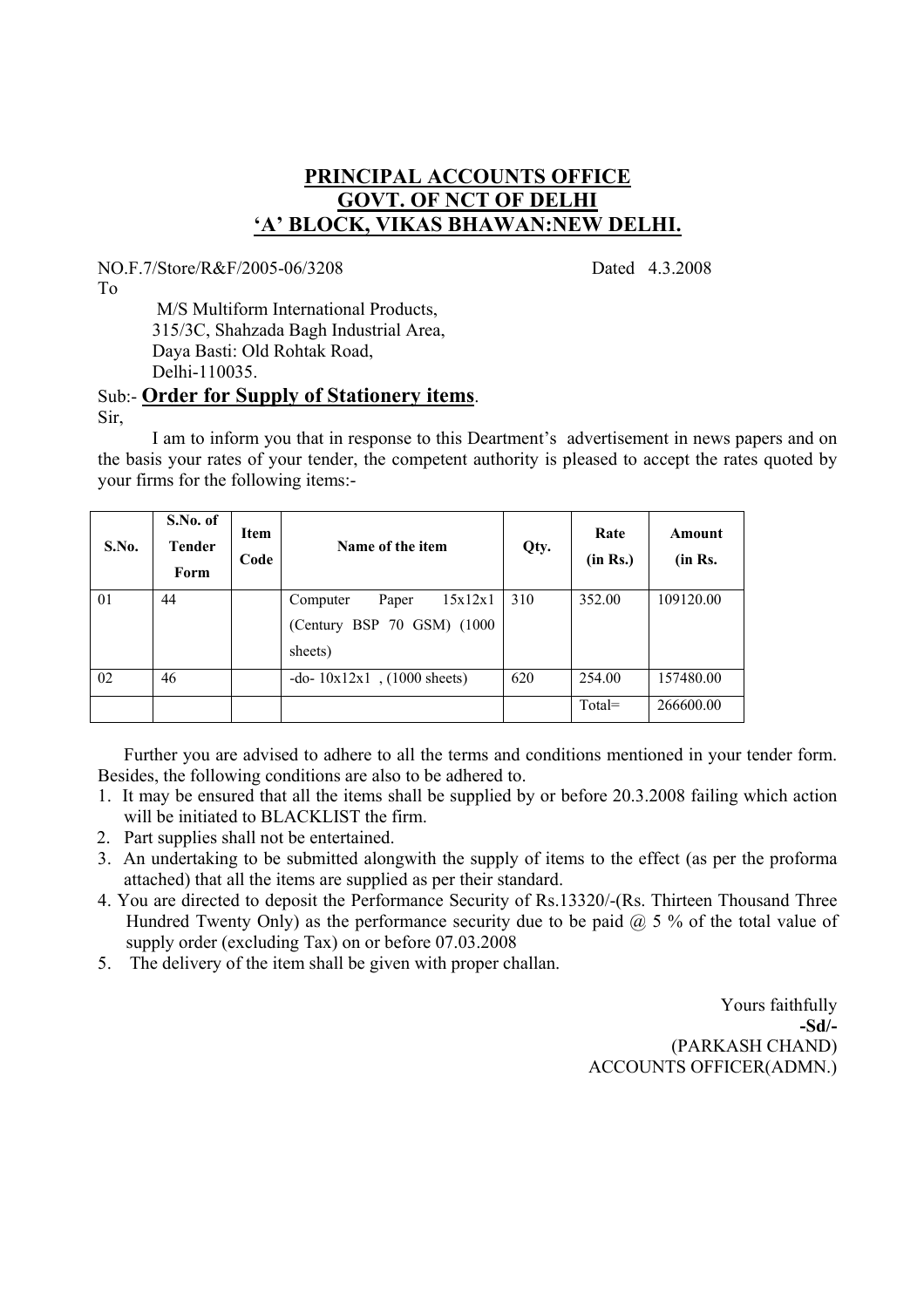# PRINCIPAL ACCOUNTS OFFICE
# GOVT. OF NCT OF DELHI
# 'A' BLOCK, VIKAS BHAWAN:NEW DELHI.

NO.F.7/Store/R&F/2005-06/3208 Dated 4.3.2008

To

M/S Multiform International Products,
315/3C, Shahzada Bagh Industrial Area,
Daya Basti: Old Rohtak Road,
Delhi-110035.

Sub:- **Order for Supply of Stationery items**.

Sir,

I am to inform you that in response to this Deartment's advertisement in news papers and on the basis your rates of your tender, the competent authority is pleased to accept the rates quoted by your firms for the following items:-

| S.No. | S.No. of Tender Form | Item Code | Name of the item | Qty. | Rate (in Rs.) | Amount (in Rs. |
|---|---|---|---|---|---|---|
| 01 | 44 | | Computer Paper 15x12x1 (Century BSP 70 GSM) (1000 sheets) | 310 | 352.00 | 109120.00 |
| 02 | 46 | | -do- 10x12x1 , (1000 sheets) | 620 | 254.00 | 157480.00 |
| | | | | | Total= | 266600.00 |

Further you are advised to adhere to all the terms and conditions mentioned in your tender form. Besides, the following conditions are also to be adhered to.

1. It may be ensured that all the items shall be supplied by or before 20.3.2008 failing which action will be initiated to BLACKLIST the firm.
2. Part supplies shall not be entertained.
3. An undertaking to be submitted alongwith the supply of items to the effect (as per the proforma attached) that all the items are supplied as per their standard.
4. You are directed to deposit the Performance Security of Rs.13320/-(Rs. Thirteen Thousand Three Hundred Twenty Only) as the performance security due to be paid @ 5 % of the total value of supply order (excluding Tax) on or before 07.03.2008
5. The delivery of the item shall be given with proper challan.

Yours faithfully
**-Sd/-**
(PARKASH CHAND)
ACCOUNTS OFFICER(ADMN.)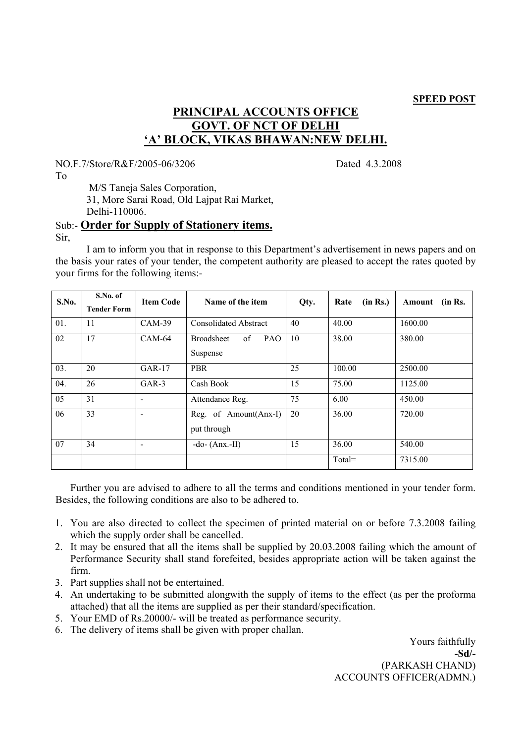**SPEED POST**

# PRINCIPAL ACCOUNTS OFFICE
## GOVT. OF NCT OF DELHI
## 'A' BLOCK, VIKAS BHAWAN:NEW DELHI.

NO.F.7/Store/R&F/2005-06/3206 Dated 4.3.2008

To

M/S Taneja Sales Corporation,
31, More Sarai Road, Old Lajpat Rai Market,
Delhi-110006.

Sub:- **Order for Supply of Stationery items.**

Sir,

I am to inform you that in response to this Department's advertisement in news papers and on the basis your rates of your tender, the competent authority are pleased to accept the rates quoted by your firms for the following items:-

| S.No. | S.No. of Tender Form | Item Code | Name of the item | Qty. | Rate (in Rs.) | Amount (in Rs. |
|---|---|---|---|---|---|---|
| 01. | 11 | CAM-39 | Consolidated Abstract | 40 | 40.00 | 1600.00 |
| 02 | 17 | CAM-64 | Broadsheet of PAO Suspense | 10 | 38.00 | 380.00 |
| 03. | 20 | GAR-17 | PBR | 25 | 100.00 | 2500.00 |
| 04. | 26 | GAR-3 | Cash Book | 15 | 75.00 | 1125.00 |
| 05 | 31 | - | Attendance Reg. | 75 | 6.00 | 450.00 |
| 06 | 33 | - | Reg. of Amount(Anx-I) put through | 20 | 36.00 | 720.00 |
| 07 | 34 | - | -do- (Anx.-II) | 15 | 36.00 | 540.00 |
| | | | | | Total= | 7315.00 |

Further you are advised to adhere to all the terms and conditions mentioned in your tender form. Besides, the following conditions are also to be adhered to.

1. You are also directed to collect the specimen of printed material on or before 7.3.2008 failing which the supply order shall be cancelled.
2. It may be ensured that all the items shall be supplied by 20.03.2008 failing which the amount of Performance Security shall stand forefeited, besides appropriate action will be taken against the firm.
3. Part supplies shall not be entertained.
4. An undertaking to be submitted alongwith the supply of items to the effect (as per the proforma attached) that all the items are supplied as per their standard/specification.
5. Your EMD of Rs.20000/- will be treated as performance security.
6. The delivery of items shall be given with proper challan.

Yours faithfully

**-Sd/-**

(PARKASH CHAND)

ACCOUNTS OFFICER(ADMN.)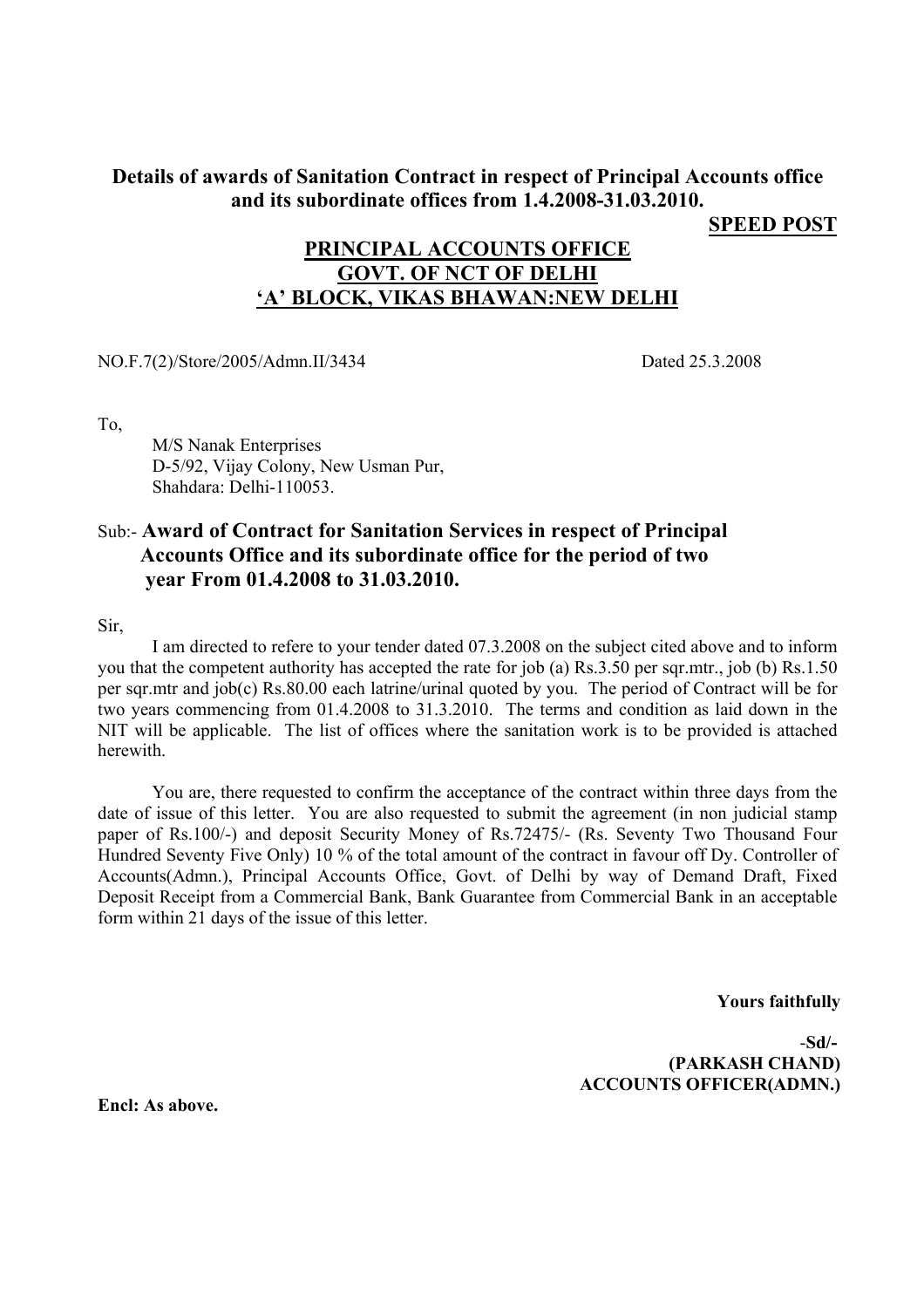**Details of awards of Sanitation Contract in respect of Principal Accounts office and its subordinate offices from 1.4.2008-31.03.2010.**

**SPEED POST**

**PRINCIPAL ACCOUNTS OFFICE**
**GOVT. OF NCT OF DELHI**
**'A' BLOCK, VIKAS BHAWAN:NEW DELHI**

NO.F.7(2)/Store/2005/Admn.II/3434 Dated 25.3.2008

To,

M/S Nanak Enterprises
D-5/92, Vijay Colony, New Usman Pur,
Shahdara: Delhi-110053.

Sub:- **Award of Contract for Sanitation Services in respect of Principal Accounts Office and its subordinate office for the period of two year From 01.4.2008 to 31.03.2010.**

Sir,

I am directed to refere to your tender dated 07.3.2008 on the subject cited above and to inform you that the competent authority has accepted the rate for job (a) Rs.3.50 per sqr.mtr., job (b) Rs.1.50 per sqr.mtr and job(c) Rs.80.00 each latrine/urinal quoted by you. The period of Contract will be for two years commencing from 01.4.2008 to 31.3.2010. The terms and condition as laid down in the NIT will be applicable. The list of offices where the sanitation work is to be provided is attached herewith.

You are, there requested to confirm the acceptance of the contract within three days from the date of issue of this letter. You are also requested to submit the agreement (in non judicial stamp paper of Rs.100/-) and deposit Security Money of Rs.72475/- (Rs. Seventy Two Thousand Four Hundred Seventy Five Only) 10 % of the total amount of the contract in favour off Dy. Controller of Accounts(Admn.), Principal Accounts Office, Govt. of Delhi by way of Demand Draft, Fixed Deposit Receipt from a Commercial Bank, Bank Guarantee from Commercial Bank in an acceptable form within 21 days of the issue of this letter.

**Yours faithfully**

-**Sd/-**
**(PARKASH CHAND)**
**ACCOUNTS OFFICER(ADMN.)**

**Encl: As above.**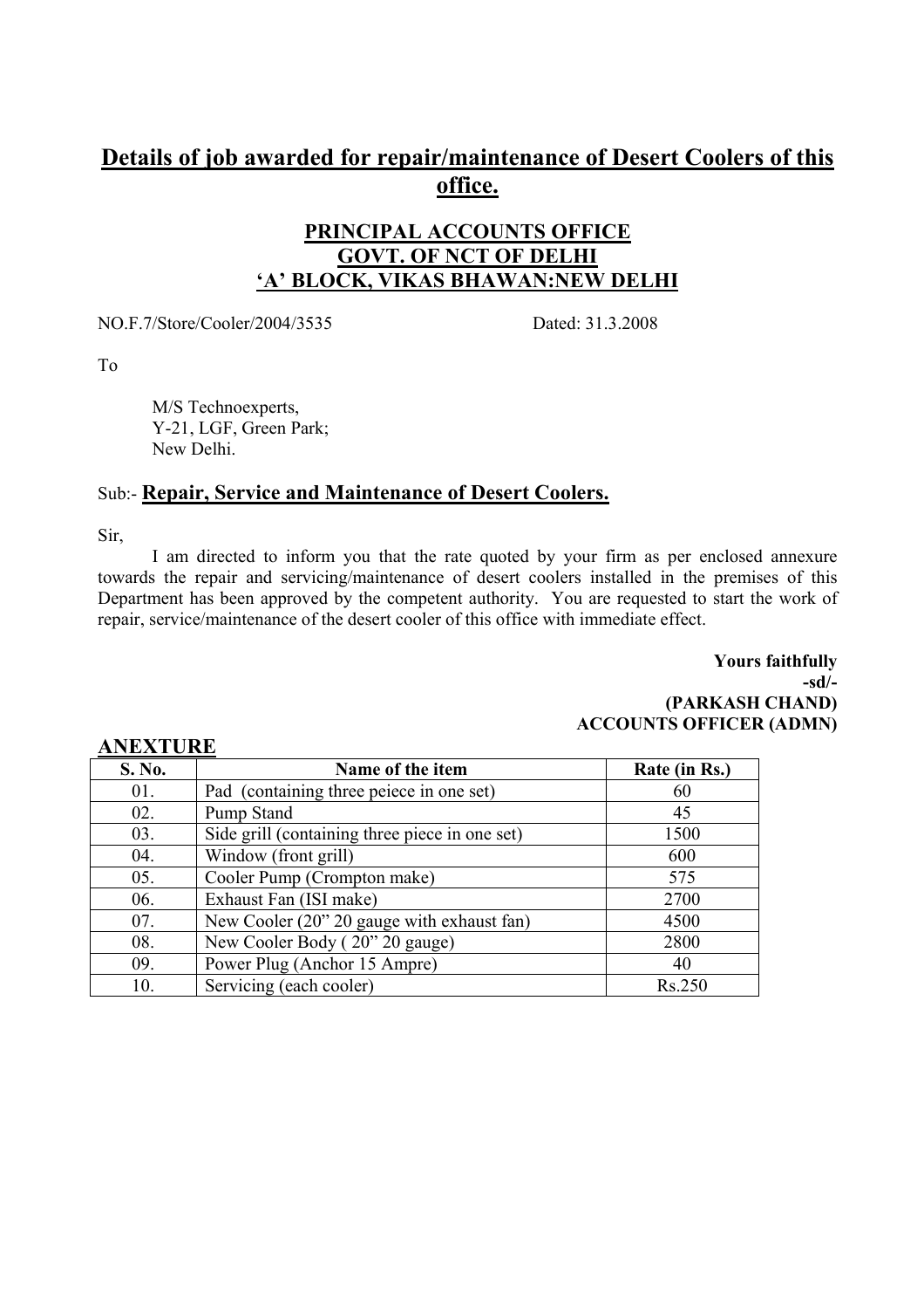# Details of job awarded for repair/maintenance of Desert Coolers of this office.

## PRINCIPAL ACCOUNTS OFFICE
## GOVT. OF NCT OF DELHI
## 'A' BLOCK, VIKAS BHAWAN:NEW DELHI

NO.F.7/Store/Cooler/2004/3535 Dated: 31.3.2008

To

M/S Technoexperts,
Y-21, LGF, Green Park;
New Delhi.

Sub:- **Repair, Service and Maintenance of Desert Coolers.**

Sir,

I am directed to inform you that the rate quoted by your firm as per enclosed annexure towards the repair and servicing/maintenance of desert coolers installed in the premises of this Department has been approved by the competent authority. You are requested to start the work of repair, service/maintenance of the desert cooler of this office with immediate effect.

**Yours faithfully**
**-sd/-**
**(PARKASH CHAND)**
**ACCOUNTS OFFICER (ADMN)**

**ANEXTURE**

| S. No. | Name of the item | Rate (in Rs.) |
|---|---|---|
| 01. | Pad (containing three peiece in one set) | 60 |
| 02. | Pump Stand | 45 |
| 03. | Side grill (containing three piece in one set) | 1500 |
| 04. | Window (front grill) | 600 |
| 05. | Cooler Pump (Crompton make) | 575 |
| 06. | Exhaust Fan (ISI make) | 2700 |
| 07. | New Cooler (20" 20 gauge with exhaust fan) | 4500 |
| 08. | New Cooler Body ( 20" 20 gauge) | 2800 |
| 09. | Power Plug (Anchor 15 Ampre) | 40 |
| 10. | Servicing (each cooler) | Rs.250 |